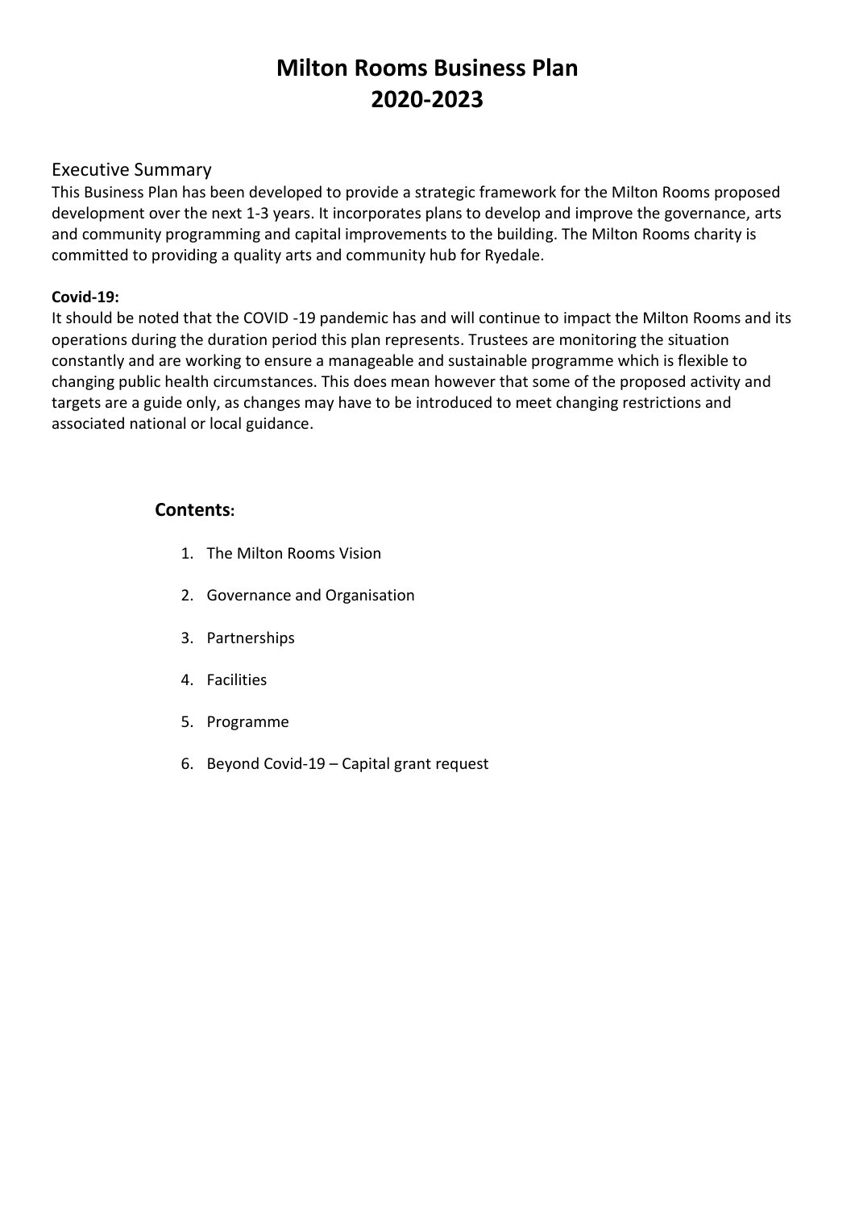# Milton Rooms Business Plan 2020-2023

## Executive Summary

This Business Plan has been developed to provide a strategic framework for the Milton Rooms proposed development over the next 1-3 years. It incorporates plans to develop and improve the governance, arts and community programming and capital improvements to the building. The Milton Rooms charity is committed to providing a quality arts and community hub for Ryedale.

**Covid-19:**

It should be noted that the COVID -19 pandemic has and will continue to impact the Milton Rooms and its operations during the duration period this plan represents. Trustees are monitoring the situation constantly and are working to ensure a manageable and sustainable programme which is flexible to changing public health circumstances. This does mean however that some of the proposed activity and targets are a guide only, as changes may have to be introduced to meet changing restrictions and associated national or local guidance.

### Contents:

1. The Milton Rooms Vision
2. Governance and Organisation
3. Partnerships
4. Facilities
5. Programme
6. Beyond Covid-19 – Capital grant request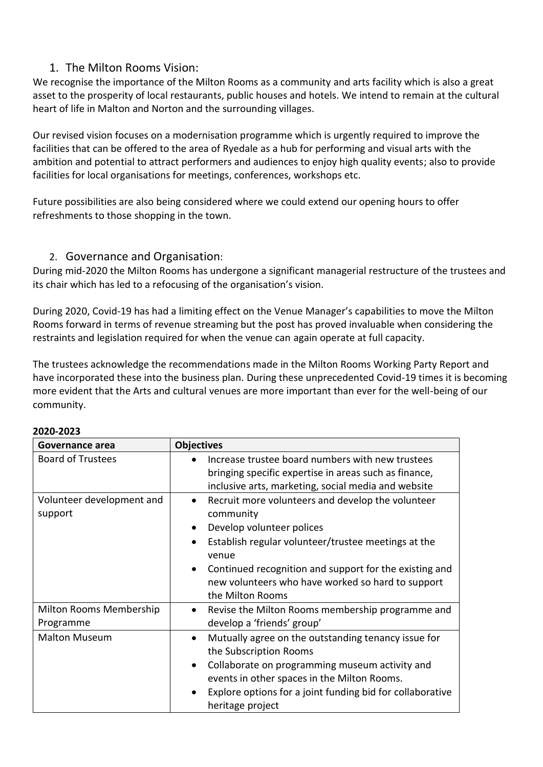## 1. The Milton Rooms Vision:

We recognise the importance of the Milton Rooms as a community and arts facility which is also a great asset to the prosperity of local restaurants, public houses and hotels. We intend to remain at the cultural heart of life in Malton and Norton and the surrounding villages.

Our revised vision focuses on a modernisation programme which is urgently required to improve the facilities that can be offered to the area of Ryedale as a hub for performing and visual arts with the ambition and potential to attract performers and audiences to enjoy high quality events; also to provide facilities for local organisations for meetings, conferences, workshops etc.

Future possibilities are also being considered where we could extend our opening hours to offer refreshments to those shopping in the town.

## 2. Governance and Organisation:

During mid-2020 the Milton Rooms has undergone a significant managerial restructure of the trustees and its chair which has led to a refocusing of the organisation's vision.

During 2020, Covid-19 has had a limiting effect on the Venue Manager's capabilities to move the Milton Rooms forward in terms of revenue streaming but the post has proved invaluable when considering the restraints and legislation required for when the venue can again operate at full capacity.

The trustees acknowledge the recommendations made in the Milton Rooms Working Party Report and have incorporated these into the business plan. During these unprecedented Covid-19 times it is becoming more evident that the Arts and cultural venues are more important than ever for the well-being of our community.

**2020-2023**

| Governance area | Objectives |
|---|---|
| Board of Trustees | • Increase trustee board numbers with new trustees bringing specific expertise in areas such as finance, inclusive arts, marketing, social media and website |
| Volunteer development and support | • Recruit more volunteers and develop the volunteer community<br>• Develop volunteer polices<br>• Establish regular volunteer/trustee meetings at the venue<br>• Continued recognition and support for the existing and new volunteers who have worked so hard to support the Milton Rooms |
| Milton Rooms Membership Programme | • Revise the Milton Rooms membership programme and develop a 'friends' group' |
| Malton Museum | • Mutually agree on the outstanding tenancy issue for the Subscription Rooms<br>• Collaborate on programming museum activity and events in other spaces in the Milton Rooms.<br>• Explore options for a joint funding bid for collaborative heritage project |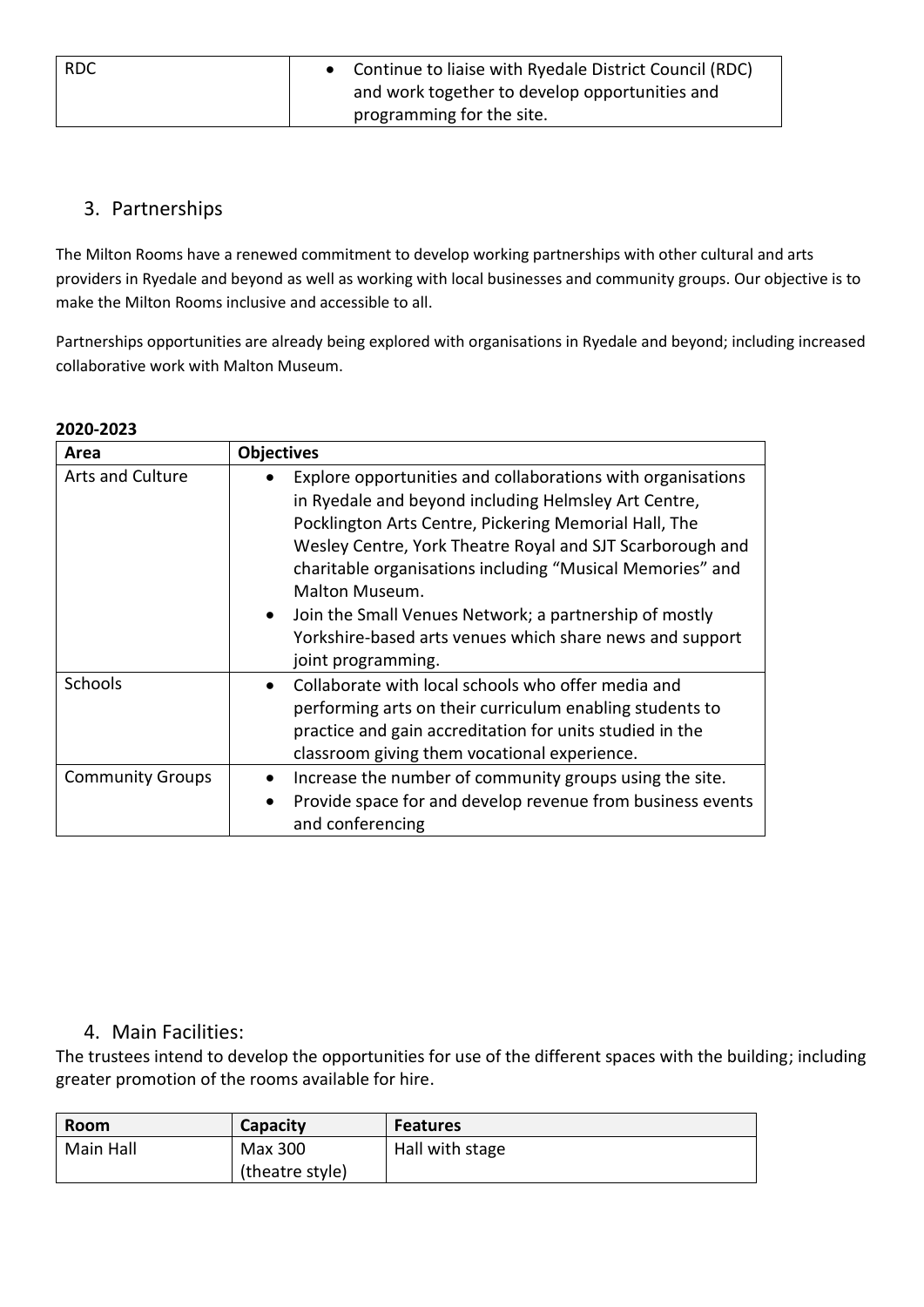| RDC | • Continue to liaise with Ryedale District Council (RDC) and work together to develop opportunities and programming for the site. |
|---|---|

## 3. Partnerships

The Milton Rooms have a renewed commitment to develop working partnerships with other cultural and arts providers in Ryedale and beyond as well as working with local businesses and community groups. Our objective is to make the Milton Rooms inclusive and accessible to all.

Partnerships opportunities are already being explored with organisations in Ryedale and beyond; including increased collaborative work with Malton Museum.

**2020-2023**

| Area | Objectives |
|---|---|
| Arts and Culture | • Explore opportunities and collaborations with organisations in Ryedale and beyond including Helmsley Art Centre, Pocklington Arts Centre, Pickering Memorial Hall, The Wesley Centre, York Theatre Royal and SJT Scarborough and charitable organisations including "Musical Memories" and Malton Museum.<br>• Join the Small Venues Network; a partnership of mostly Yorkshire-based arts venues which share news and support joint programming. |
| Schools | • Collaborate with local schools who offer media and performing arts on their curriculum enabling students to practice and gain accreditation for units studied in the classroom giving them vocational experience. |
| Community Groups | • Increase the number of community groups using the site.<br>• Provide space for and develop revenue from business events and conferencing |

## 4. Main Facilities:

The trustees intend to develop the opportunities for use of the different spaces with the building; including greater promotion of the rooms available for hire.

| Room | Capacity | Features |
|---|---|---|
| Main Hall | Max 300 (theatre style) | Hall with stage |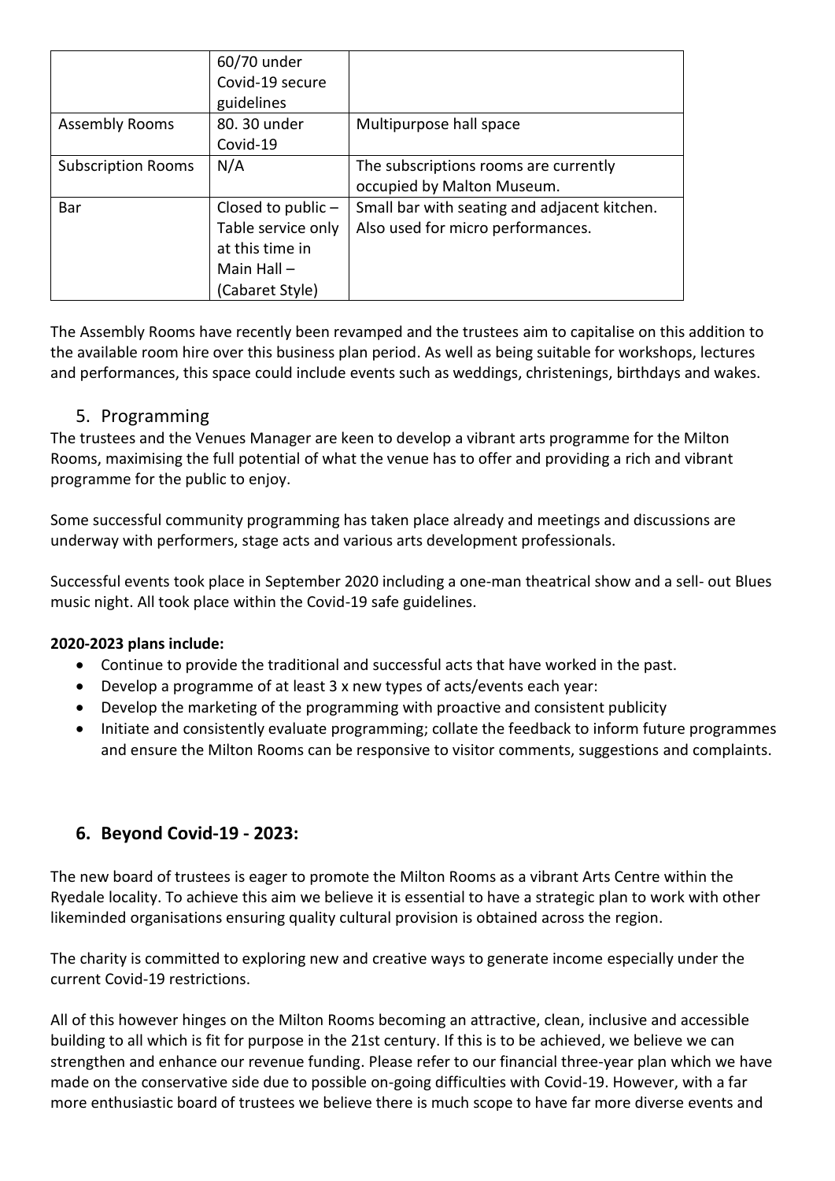| | 60/70 under Covid-19 secure guidelines | |
|---|---|---|
| Assembly Rooms | 80. 30 under Covid-19 | Multipurpose hall space |
| Subscription Rooms | N/A | The subscriptions rooms are currently occupied by Malton Museum. |
| Bar | Closed to public – Table service only at this time in Main Hall – (Cabaret Style) | Small bar with seating and adjacent kitchen. Also used for micro performances. |

The Assembly Rooms have recently been revamped and the trustees aim to capitalise on this addition to the available room hire over this business plan period. As well as being suitable for workshops, lectures and performances, this space could include events such as weddings, christenings, birthdays and wakes.

## 5. Programming

The trustees and the Venues Manager are keen to develop a vibrant arts programme for the Milton Rooms, maximising the full potential of what the venue has to offer and providing a rich and vibrant programme for the public to enjoy.

Some successful community programming has taken place already and meetings and discussions are underway with performers, stage acts and various arts development professionals.

Successful events took place in September 2020 including a one-man theatrical show and a sell- out Blues music night. All took place within the Covid-19 safe guidelines.

**2020-2023 plans include:**

- Continue to provide the traditional and successful acts that have worked in the past.
- Develop a programme of at least 3 x new types of acts/events each year:
- Develop the marketing of the programming with proactive and consistent publicity
- Initiate and consistently evaluate programming; collate the feedback to inform future programmes and ensure the Milton Rooms can be responsive to visitor comments, suggestions and complaints.

## 6. Beyond Covid-19 - 2023:

The new board of trustees is eager to promote the Milton Rooms as a vibrant Arts Centre within the Ryedale locality. To achieve this aim we believe it is essential to have a strategic plan to work with other likeminded organisations ensuring quality cultural provision is obtained across the region.

The charity is committed to exploring new and creative ways to generate income especially under the current Covid-19 restrictions.

All of this however hinges on the Milton Rooms becoming an attractive, clean, inclusive and accessible building to all which is fit for purpose in the 21st century. If this is to be achieved, we believe we can strengthen and enhance our revenue funding. Please refer to our financial three-year plan which we have made on the conservative side due to possible on-going difficulties with Covid-19. However, with a far more enthusiastic board of trustees we believe there is much scope to have far more diverse events and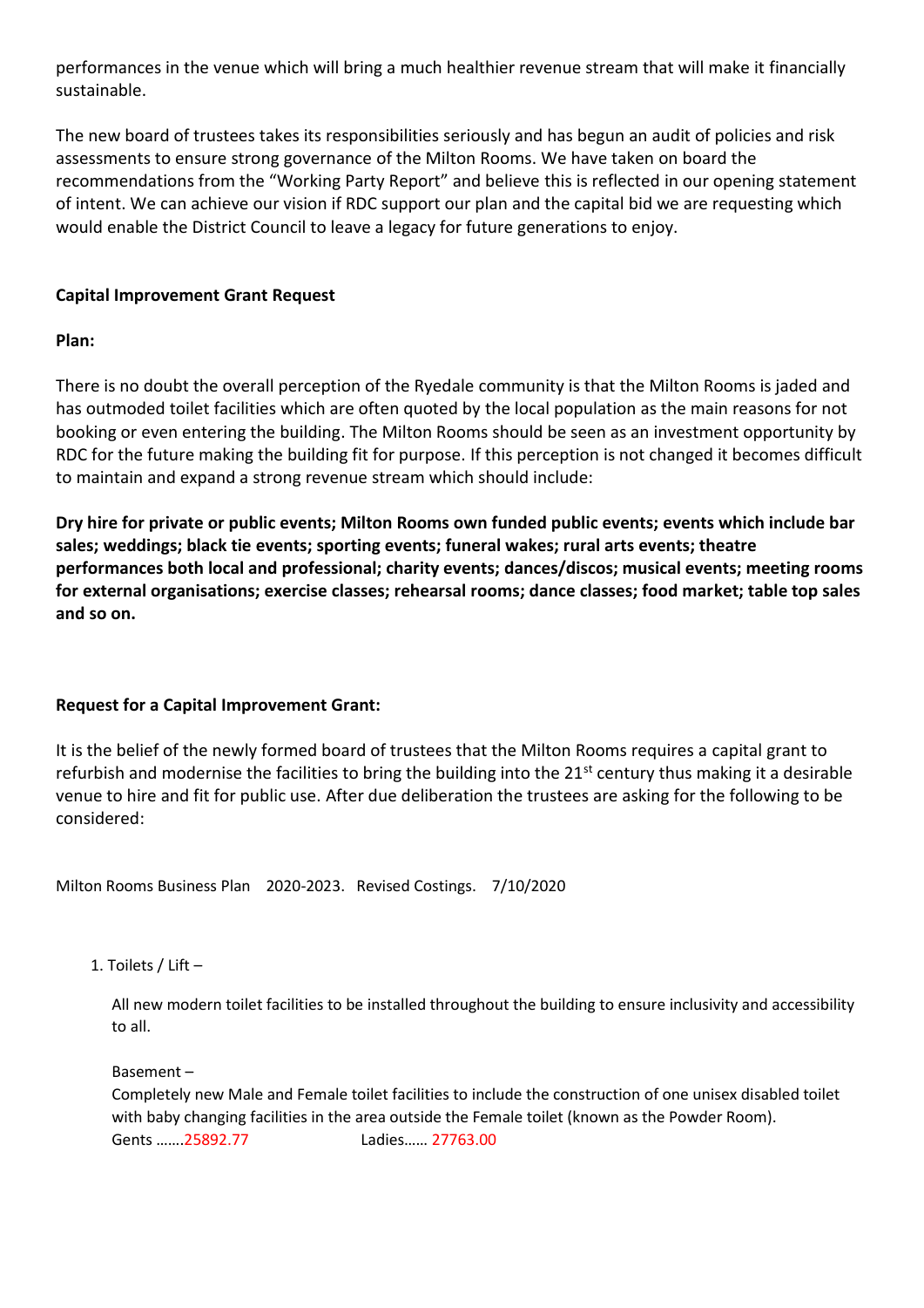performances in the venue which will bring a much healthier revenue stream that will make it financially sustainable.

The new board of trustees takes its responsibilities seriously and has begun an audit of policies and risk assessments to ensure strong governance of the Milton Rooms. We have taken on board the recommendations from the "Working Party Report" and believe this is reflected in our opening statement of intent. We can achieve our vision if RDC support our plan and the capital bid we are requesting which would enable the District Council to leave a legacy for future generations to enjoy.

**Capital Improvement Grant Request**

**Plan:**

There is no doubt the overall perception of the Ryedale community is that the Milton Rooms is jaded and has outmoded toilet facilities which are often quoted by the local population as the main reasons for not booking or even entering the building. The Milton Rooms should be seen as an investment opportunity by RDC for the future making the building fit for purpose. If this perception is not changed it becomes difficult to maintain and expand a strong revenue stream which should include:

**Dry hire for private or public events; Milton Rooms own funded public events; events which include bar sales; weddings; black tie events; sporting events; funeral wakes; rural arts events; theatre performances both local and professional; charity events; dances/discos; musical events; meeting rooms for external organisations; exercise classes; rehearsal rooms; dance classes; food market; table top sales and so on.**

**Request for a Capital Improvement Grant:**

It is the belief of the newly formed board of trustees that the Milton Rooms requires a capital grant to refurbish and modernise the facilities to bring the building into the 21st century thus making it a desirable venue to hire and fit for public use. After due deliberation the trustees are asking for the following to be considered:

Milton Rooms Business Plan 2020-2023. Revised Costings. 7/10/2020

1. Toilets / Lift –

   All new modern toilet facilities to be installed throughout the building to ensure inclusivity and accessibility to all.

   Basement –
   Completely new Male and Female toilet facilities to include the construction of one unisex disabled toilet with baby changing facilities in the area outside the Female toilet (known as the Powder Room).
   Gents …….25892.77 Ladies…… 27763.00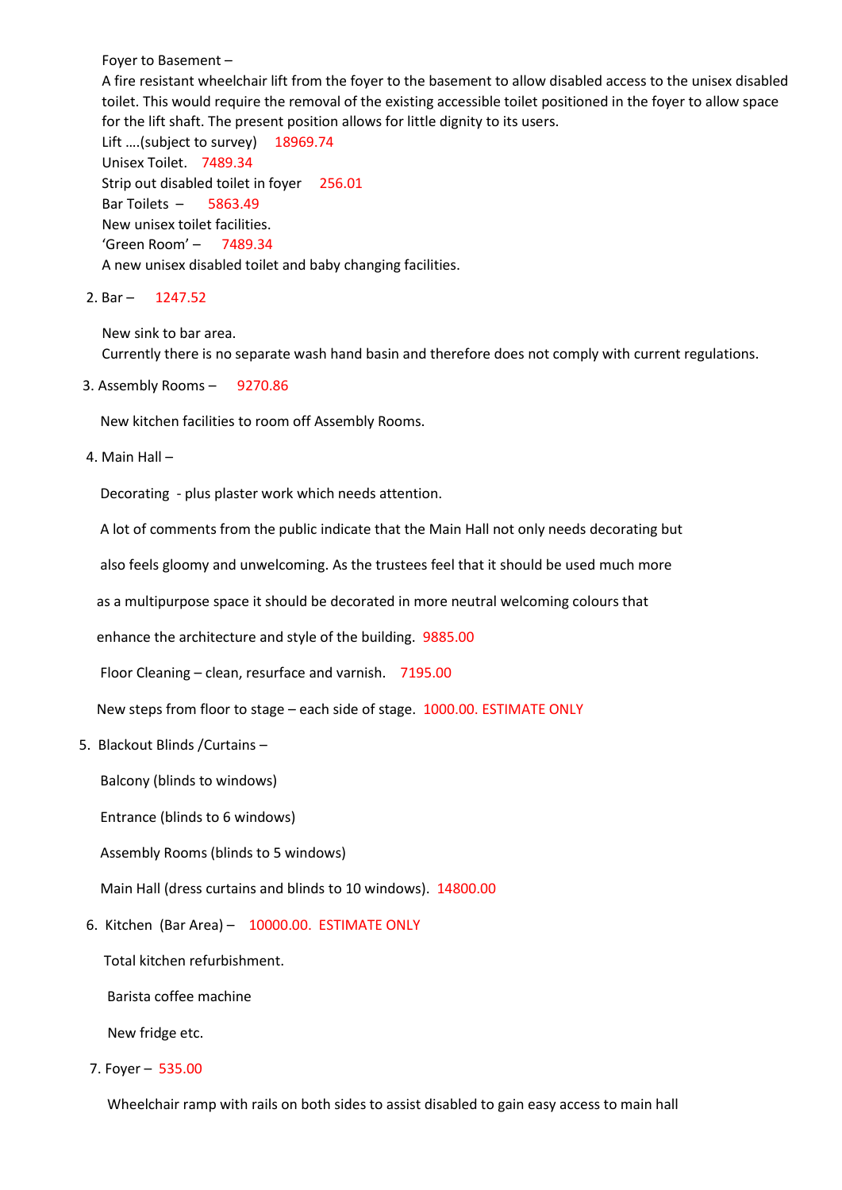Foyer to Basement –

A fire resistant wheelchair lift from the foyer to the basement to allow disabled access to the unisex disabled toilet. This would require the removal of the existing accessible toilet positioned in the foyer to allow space for the lift shaft. The present position allows for little dignity to its users.

Lift ….(subject to survey) 18969.74

Unisex Toilet. 7489.34

Strip out disabled toilet in foyer 256.01

Bar Toilets – 5863.49

New unisex toilet facilities.

'Green Room' – 7489.34

A new unisex disabled toilet and baby changing facilities.

2. Bar – 1247.52

   New sink to bar area.

   Currently there is no separate wash hand basin and therefore does not comply with current regulations.

3. Assembly Rooms – 9270.86

   New kitchen facilities to room off Assembly Rooms.

4. Main Hall –

   Decorating - plus plaster work which needs attention.

   A lot of comments from the public indicate that the Main Hall not only needs decorating but also feels gloomy and unwelcoming. As the trustees feel that it should be used much more as a multipurpose space it should be decorated in more neutral welcoming colours that enhance the architecture and style of the building. 9885.00

   Floor Cleaning – clean, resurface and varnish. 7195.00

   New steps from floor to stage – each side of stage. 1000.00. ESTIMATE ONLY

5. Blackout Blinds /Curtains –

   Balcony (blinds to windows)

   Entrance (blinds to 6 windows)

   Assembly Rooms (blinds to 5 windows)

   Main Hall (dress curtains and blinds to 10 windows). 14800.00

6. Kitchen (Bar Area) – 10000.00. ESTIMATE ONLY

   Total kitchen refurbishment.

   Barista coffee machine

   New fridge etc.

7. Foyer – 535.00

   Wheelchair ramp with rails on both sides to assist disabled to gain easy access to main hall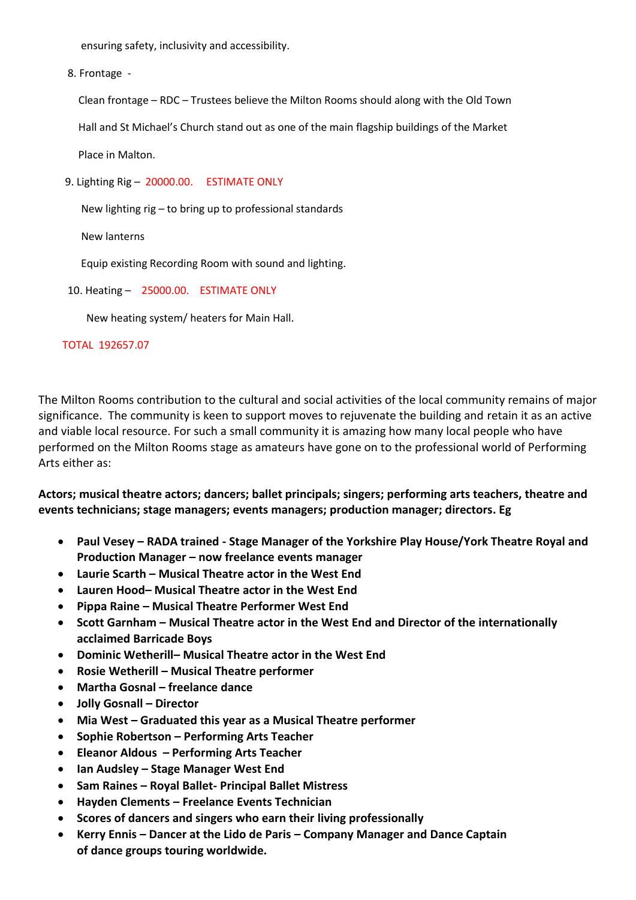ensuring safety, inclusivity and accessibility.

8. Frontage -

   Clean frontage – RDC – Trustees believe the Milton Rooms should along with the Old Town Hall and St Michael's Church stand out as one of the main flagship buildings of the Market Place in Malton.

9. Lighting Rig – 20000.00. ESTIMATE ONLY

   New lighting rig – to bring up to professional standards

   New lanterns

   Equip existing Recording Room with sound and lighting.

10. Heating – 25000.00. ESTIMATE ONLY

    New heating system/ heaters for Main Hall.

TOTAL 192657.07

The Milton Rooms contribution to the cultural and social activities of the local community remains of major significance. The community is keen to support moves to rejuvenate the building and retain it as an active and viable local resource. For such a small community it is amazing how many local people who have performed on the Milton Rooms stage as amateurs have gone on to the professional world of Performing Arts either as:

**Actors; musical theatre actors; dancers; ballet principals; singers; performing arts teachers, theatre and events technicians; stage managers; events managers; production manager; directors. Eg**

- **Paul Vesey – RADA trained - Stage Manager of the Yorkshire Play House/York Theatre Royal and Production Manager – now freelance events manager**
- **Laurie Scarth – Musical Theatre actor in the West End**
- **Lauren Hood– Musical Theatre actor in the West End**
- **Pippa Raine – Musical Theatre Performer West End**
- **Scott Garnham – Musical Theatre actor in the West End and Director of the internationally acclaimed Barricade Boys**
- **Dominic Wetherill– Musical Theatre actor in the West End**
- **Rosie Wetherill – Musical Theatre performer**
- **Martha Gosnal – freelance dance**
- **Jolly Gosnall – Director**
- **Mia West – Graduated this year as a Musical Theatre performer**
- **Sophie Robertson – Performing Arts Teacher**
- **Eleanor Aldous – Performing Arts Teacher**
- **Ian Audsley – Stage Manager West End**
- **Sam Raines – Royal Ballet- Principal Ballet Mistress**
- **Hayden Clements – Freelance Events Technician**
- **Scores of dancers and singers who earn their living professionally**
- **Kerry Ennis – Dancer at the Lido de Paris – Company Manager and Dance Captain of dance groups touring worldwide.**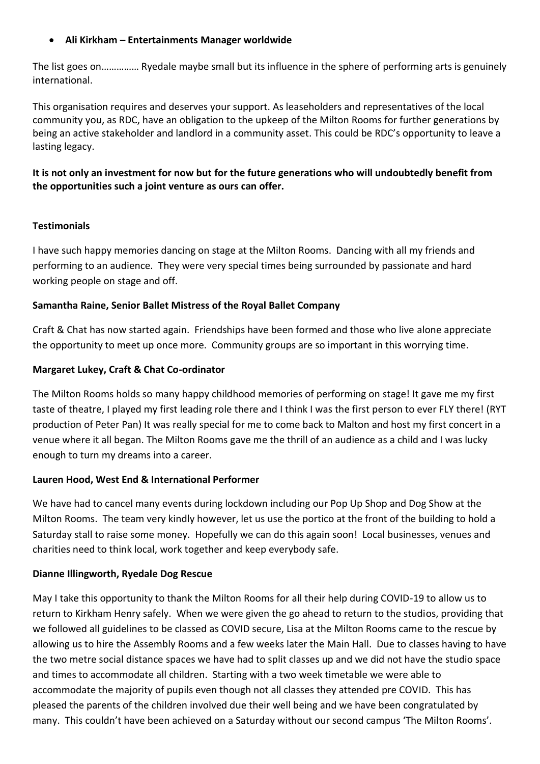- **Ali Kirkham – Entertainments Manager worldwide**

The list goes on…………… Ryedale maybe small but its influence in the sphere of performing arts is genuinely international.

This organisation requires and deserves your support. As leaseholders and representatives of the local community you, as RDC, have an obligation to the upkeep of the Milton Rooms for further generations by being an active stakeholder and landlord in a community asset. This could be RDC's opportunity to leave a lasting legacy.

**It is not only an investment for now but for the future generations who will undoubtedly benefit from the opportunities such a joint venture as ours can offer.**

**Testimonials**

I have such happy memories dancing on stage at the Milton Rooms. Dancing with all my friends and performing to an audience. They were very special times being surrounded by passionate and hard working people on stage and off.

**Samantha Raine, Senior Ballet Mistress of the Royal Ballet Company**

Craft & Chat has now started again. Friendships have been formed and those who live alone appreciate the opportunity to meet up once more. Community groups are so important in this worrying time.

**Margaret Lukey, Craft & Chat Co-ordinator**

The Milton Rooms holds so many happy childhood memories of performing on stage! It gave me my first taste of theatre, I played my first leading role there and I think I was the first person to ever FLY there! (RYT production of Peter Pan) It was really special for me to come back to Malton and host my first concert in a venue where it all began. The Milton Rooms gave me the thrill of an audience as a child and I was lucky enough to turn my dreams into a career.

**Lauren Hood, West End & International Performer**

We have had to cancel many events during lockdown including our Pop Up Shop and Dog Show at the Milton Rooms. The team very kindly however, let us use the portico at the front of the building to hold a Saturday stall to raise some money. Hopefully we can do this again soon! Local businesses, venues and charities need to think local, work together and keep everybody safe.

**Dianne Illingworth, Ryedale Dog Rescue**

May I take this opportunity to thank the Milton Rooms for all their help during COVID-19 to allow us to return to Kirkham Henry safely. When we were given the go ahead to return to the studios, providing that we followed all guidelines to be classed as COVID secure, Lisa at the Milton Rooms came to the rescue by allowing us to hire the Assembly Rooms and a few weeks later the Main Hall. Due to classes having to have the two metre social distance spaces we have had to split classes up and we did not have the studio space and times to accommodate all children. Starting with a two week timetable we were able to accommodate the majority of pupils even though not all classes they attended pre COVID. This has pleased the parents of the children involved due their well being and we have been congratulated by many. This couldn't have been achieved on a Saturday without our second campus 'The Milton Rooms'.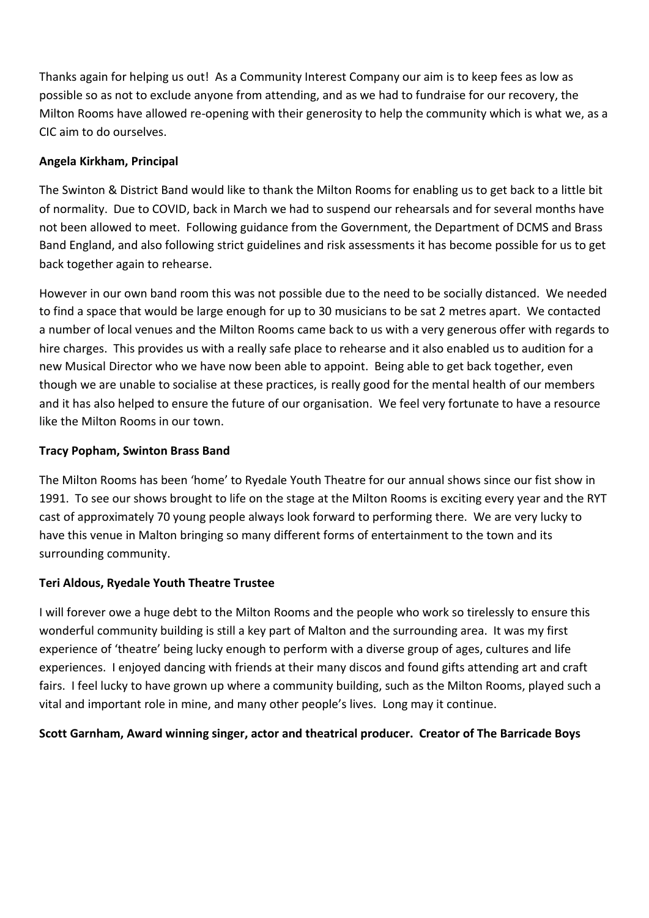Thanks again for helping us out! As a Community Interest Company our aim is to keep fees as low as possible so as not to exclude anyone from attending, and as we had to fundraise for our recovery, the Milton Rooms have allowed re-opening with their generosity to help the community which is what we, as a CIC aim to do ourselves.

**Angela Kirkham, Principal**

The Swinton & District Band would like to thank the Milton Rooms for enabling us to get back to a little bit of normality. Due to COVID, back in March we had to suspend our rehearsals and for several months have not been allowed to meet. Following guidance from the Government, the Department of DCMS and Brass Band England, and also following strict guidelines and risk assessments it has become possible for us to get back together again to rehearse.

However in our own band room this was not possible due to the need to be socially distanced. We needed to find a space that would be large enough for up to 30 musicians to be sat 2 metres apart. We contacted a number of local venues and the Milton Rooms came back to us with a very generous offer with regards to hire charges. This provides us with a really safe place to rehearse and it also enabled us to audition for a new Musical Director who we have now been able to appoint. Being able to get back together, even though we are unable to socialise at these practices, is really good for the mental health of our members and it has also helped to ensure the future of our organisation. We feel very fortunate to have a resource like the Milton Rooms in our town.

**Tracy Popham, Swinton Brass Band**

The Milton Rooms has been 'home' to Ryedale Youth Theatre for our annual shows since our fist show in 1991. To see our shows brought to life on the stage at the Milton Rooms is exciting every year and the RYT cast of approximately 70 young people always look forward to performing there. We are very lucky to have this venue in Malton bringing so many different forms of entertainment to the town and its surrounding community.

**Teri Aldous, Ryedale Youth Theatre Trustee**

I will forever owe a huge debt to the Milton Rooms and the people who work so tirelessly to ensure this wonderful community building is still a key part of Malton and the surrounding area. It was my first experience of 'theatre' being lucky enough to perform with a diverse group of ages, cultures and life experiences. I enjoyed dancing with friends at their many discos and found gifts attending art and craft fairs. I feel lucky to have grown up where a community building, such as the Milton Rooms, played such a vital and important role in mine, and many other people's lives. Long may it continue.

**Scott Garnham, Award winning singer, actor and theatrical producer. Creator of The Barricade Boys**